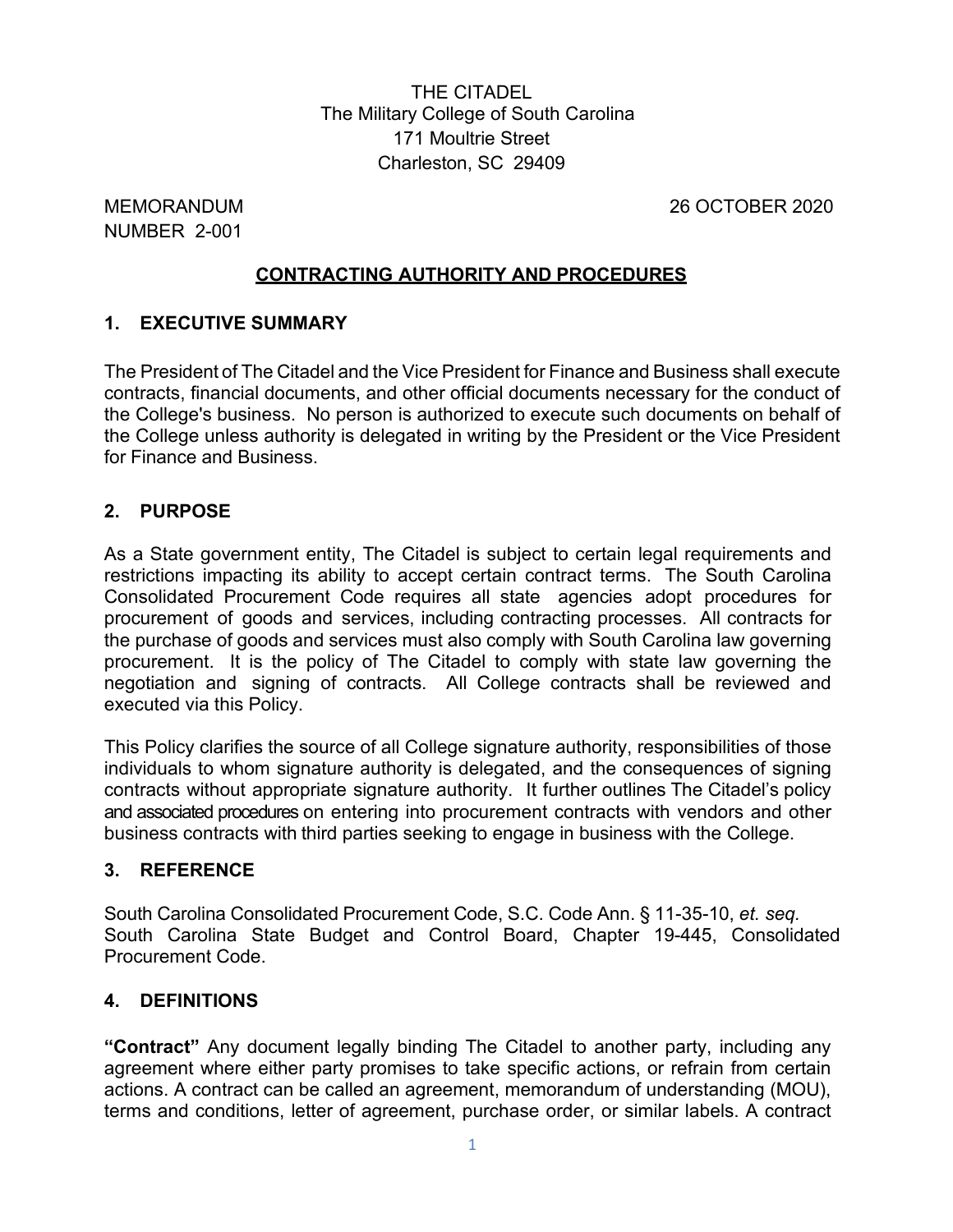THE CITADEL
The Military College of South Carolina
171 Moultrie Street
Charleston, SC 29409

MEMORANDUM
NUMBER 2-001

26 OCTOBER 2020

# CONTRACTING AUTHORITY AND PROCEDURES

## 1. EXECUTIVE SUMMARY

The President of The Citadel and the Vice President for Finance and Business shall execute contracts, financial documents, and other official documents necessary for the conduct of the College's business. No person is authorized to execute such documents on behalf of the College unless authority is delegated in writing by the President or the Vice President for Finance and Business.

## 2. PURPOSE

As a State government entity, The Citadel is subject to certain legal requirements and restrictions impacting its ability to accept certain contract terms. The South Carolina Consolidated Procurement Code requires all state agencies adopt procedures for procurement of goods and services, including contracting processes. All contracts for the purchase of goods and services must also comply with South Carolina law governing procurement. It is the policy of The Citadel to comply with state law governing the negotiation and signing of contracts. All College contracts shall be reviewed and executed via this Policy.

This Policy clarifies the source of all College signature authority, responsibilities of those individuals to whom signature authority is delegated, and the consequences of signing contracts without appropriate signature authority. It further outlines The Citadel's policy and associated procedures on entering into procurement contracts with vendors and other business contracts with third parties seeking to engage in business with the College.

## 3. REFERENCE

South Carolina Consolidated Procurement Code, S.C. Code Ann. § 11-35-10, *et. seq.*
South Carolina State Budget and Control Board, Chapter 19-445, Consolidated Procurement Code.

## 4. DEFINITIONS

**"Contract"** Any document legally binding The Citadel to another party, including any agreement where either party promises to take specific actions, or refrain from certain actions. A contract can be called an agreement, memorandum of understanding (MOU), terms and conditions, letter of agreement, purchase order, or similar labels. A contract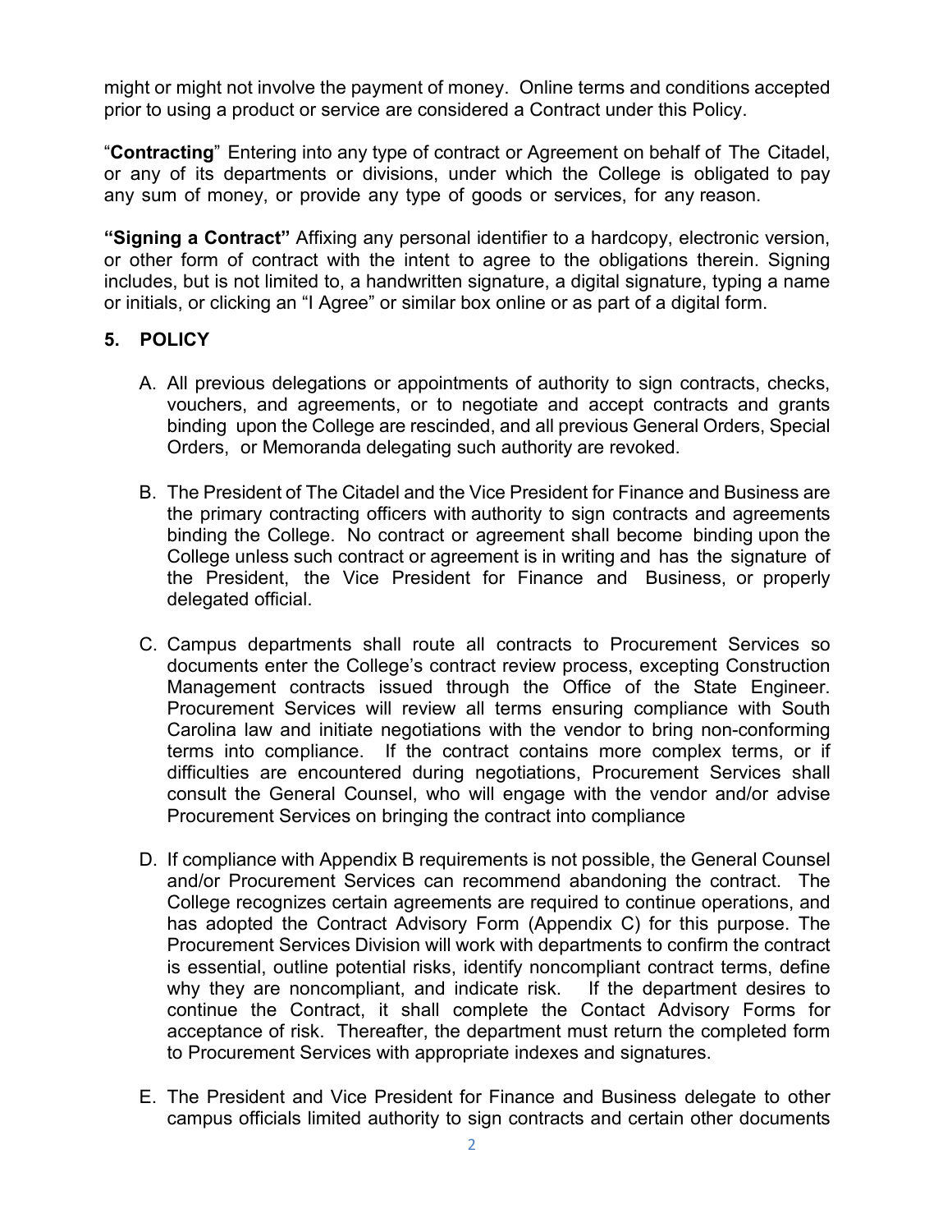might or might not involve the payment of money. Online terms and conditions accepted prior to using a product or service are considered a Contract under this Policy.

"**Contracting**" Entering into any type of contract or Agreement on behalf of The Citadel, or any of its departments or divisions, under which the College is obligated to pay any sum of money, or provide any type of goods or services, for any reason.

**"Signing a Contract"** Affixing any personal identifier to a hardcopy, electronic version, or other form of contract with the intent to agree to the obligations therein. Signing includes, but is not limited to, a handwritten signature, a digital signature, typing a name or initials, or clicking an "I Agree" or similar box online or as part of a digital form.

## 5. POLICY

A. All previous delegations or appointments of authority to sign contracts, checks, vouchers, and agreements, or to negotiate and accept contracts and grants binding upon the College are rescinded, and all previous General Orders, Special Orders, or Memoranda delegating such authority are revoked.

B. The President of The Citadel and the Vice President for Finance and Business are the primary contracting officers with authority to sign contracts and agreements binding the College. No contract or agreement shall become binding upon the College unless such contract or agreement is in writing and has the signature of the President, the Vice President for Finance and Business, or properly delegated official.

C. Campus departments shall route all contracts to Procurement Services so documents enter the College's contract review process, excepting Construction Management contracts issued through the Office of the State Engineer. Procurement Services will review all terms ensuring compliance with South Carolina law and initiate negotiations with the vendor to bring non-conforming terms into compliance. If the contract contains more complex terms, or if difficulties are encountered during negotiations, Procurement Services shall consult the General Counsel, who will engage with the vendor and/or advise Procurement Services on bringing the contract into compliance

D. If compliance with Appendix B requirements is not possible, the General Counsel and/or Procurement Services can recommend abandoning the contract. The College recognizes certain agreements are required to continue operations, and has adopted the Contract Advisory Form (Appendix C) for this purpose. The Procurement Services Division will work with departments to confirm the contract is essential, outline potential risks, identify noncompliant contract terms, define why they are noncompliant, and indicate risk. If the department desires to continue the Contract, it shall complete the Contact Advisory Forms for acceptance of risk. Thereafter, the department must return the completed form to Procurement Services with appropriate indexes and signatures.

E. The President and Vice President for Finance and Business delegate to other campus officials limited authority to sign contracts and certain other documents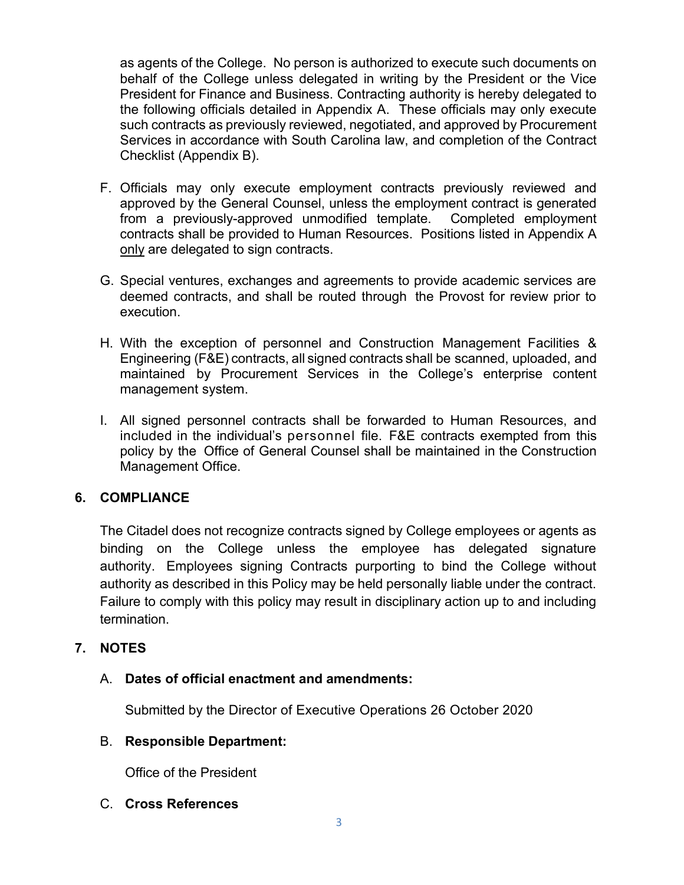as agents of the College. No person is authorized to execute such documents on behalf of the College unless delegated in writing by the President or the Vice President for Finance and Business. Contracting authority is hereby delegated to the following officials detailed in Appendix A. These officials may only execute such contracts as previously reviewed, negotiated, and approved by Procurement Services in accordance with South Carolina law, and completion of the Contract Checklist (Appendix B).

F. Officials may only execute employment contracts previously reviewed and approved by the General Counsel, unless the employment contract is generated from a previously-approved unmodified template. Completed employment contracts shall be provided to Human Resources. Positions listed in Appendix A <u>only</u> are delegated to sign contracts.

G. Special ventures, exchanges and agreements to provide academic services are deemed contracts, and shall be routed through the Provost for review prior to execution.

H. With the exception of personnel and Construction Management Facilities & Engineering (F&E) contracts, all signed contracts shall be scanned, uploaded, and maintained by Procurement Services in the College's enterprise content management system.

I. All signed personnel contracts shall be forwarded to Human Resources, and included in the individual's personnel file. F&E contracts exempted from this policy by the Office of General Counsel shall be maintained in the Construction Management Office.

## 6. COMPLIANCE

The Citadel does not recognize contracts signed by College employees or agents as binding on the College unless the employee has delegated signature authority. Employees signing Contracts purporting to bind the College without authority as described in this Policy may be held personally liable under the contract. Failure to comply with this policy may result in disciplinary action up to and including termination.

## 7. NOTES

### A. **Dates of official enactment and amendments:**

Submitted by the Director of Executive Operations 26 October 2020

### B. **Responsible Department:**

Office of the President

### C. **Cross References**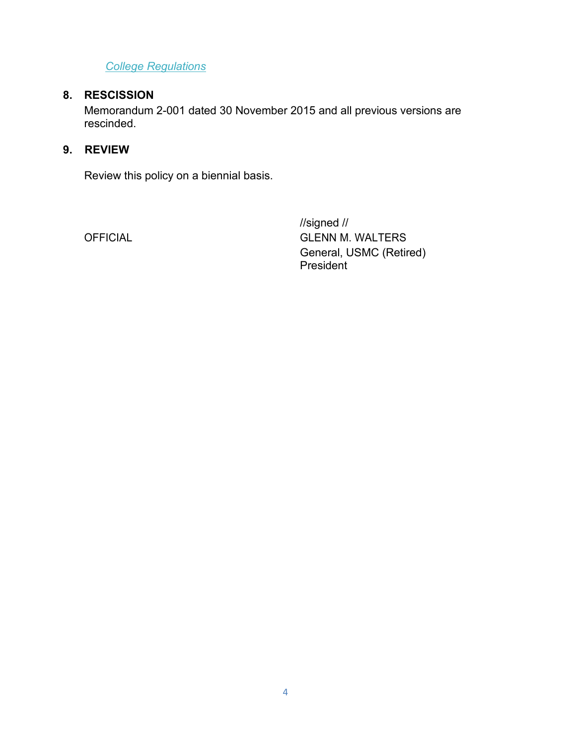*College Regulations*

## 8. RESCISSION

Memorandum 2-001 dated 30 November 2015 and all previous versions are rescinded.

## 9. REVIEW

Review this policy on a biennial basis.

OFFICIAL

//signed //
GLENN M. WALTERS
General, USMC (Retired)
President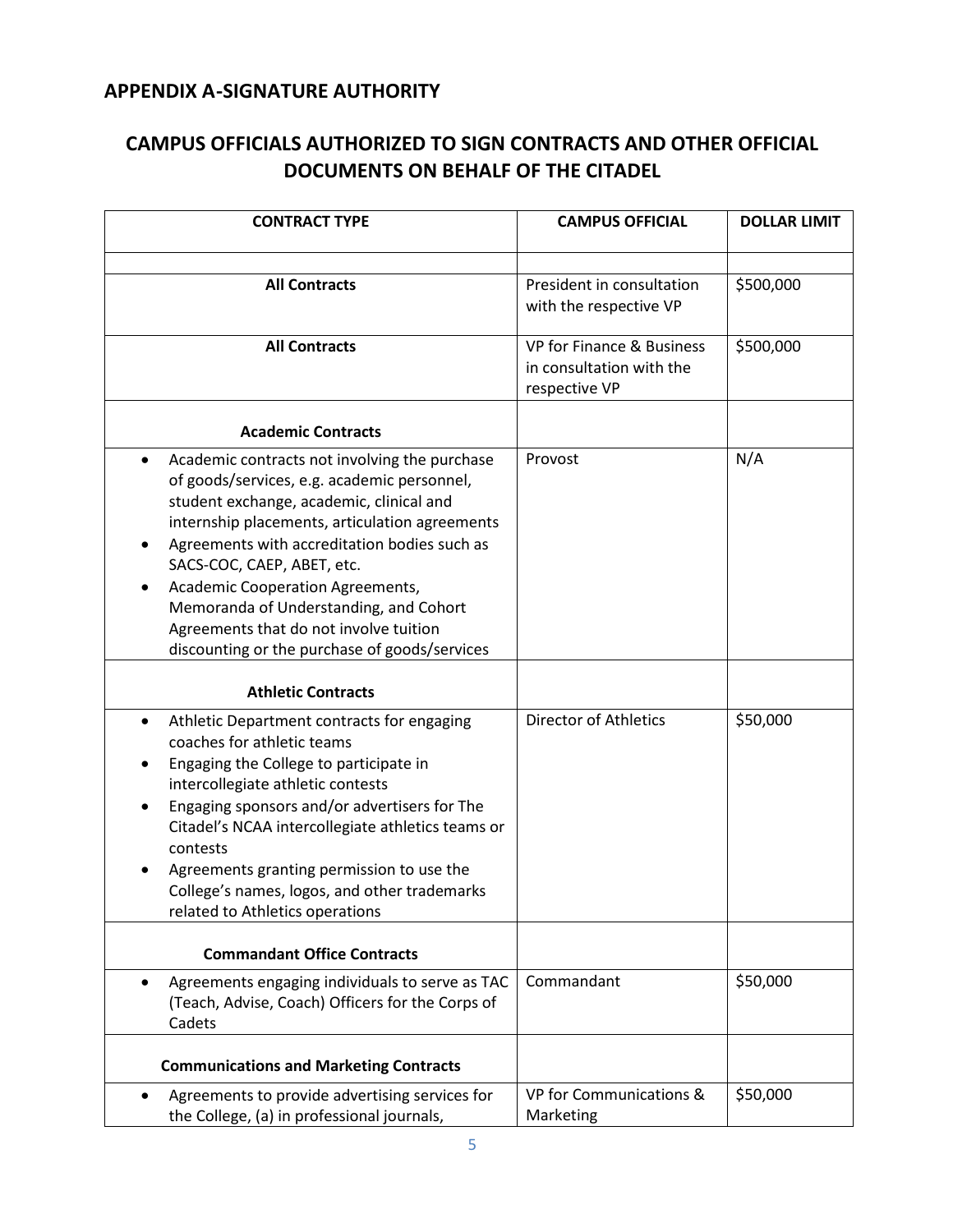## APPENDIX A-SIGNATURE AUTHORITY

## CAMPUS OFFICIALS AUTHORIZED TO SIGN CONTRACTS AND OTHER OFFICIAL DOCUMENTS ON BEHALF OF THE CITADEL

| CONTRACT TYPE | CAMPUS OFFICIAL | DOLLAR LIMIT |
|---|---|---|
| | | |
| **All Contracts** | President in consultation with the respective VP | $500,000 |
| **All Contracts** | VP for Finance & Business in consultation with the respective VP | $500,000 |
| **Academic Contracts** | | |
| • Academic contracts not involving the purchase of goods/services, e.g. academic personnel, student exchange, academic, clinical and internship placements, articulation agreements<br>• Agreements with accreditation bodies such as SACS-COC, CAEP, ABET, etc.<br>• Academic Cooperation Agreements, Memoranda of Understanding, and Cohort Agreements that do not involve tuition discounting or the purchase of goods/services | Provost | N/A |
| **Athletic Contracts** | | |
| • Athletic Department contracts for engaging coaches for athletic teams<br>• Engaging the College to participate in intercollegiate athletic contests<br>• Engaging sponsors and/or advertisers for The Citadel's NCAA intercollegiate athletics teams or contests<br>• Agreements granting permission to use the College's names, logos, and other trademarks related to Athletics operations | Director of Athletics | $50,000 |
| **Commandant Office Contracts** | | |
| • Agreements engaging individuals to serve as TAC (Teach, Advise, Coach) Officers for the Corps of Cadets | Commandant | $50,000 |
| **Communications and Marketing Contracts** | | |
| • Agreements to provide advertising services for the College, (a) in professional journals, | VP for Communications & Marketing | $50,000 |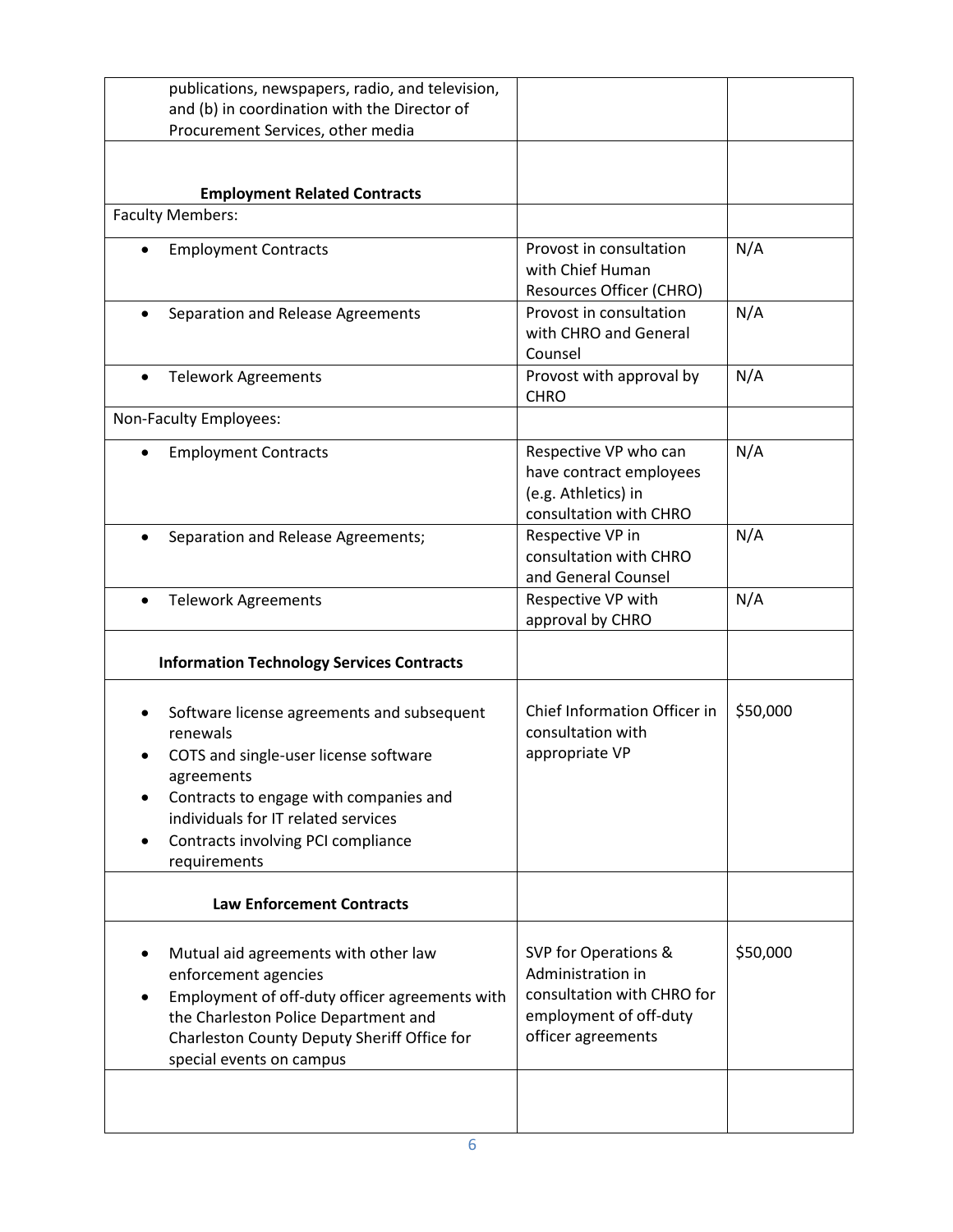| | | |
|---|---|---|
| publications, newspapers, radio, and television, and (b) in coordination with the Director of Procurement Services, other media | | |
| **Employment Related Contracts** | | |
| Faculty Members: | | |
| • Employment Contracts | Provost in consultation with Chief Human Resources Officer (CHRO) | N/A |
| • Separation and Release Agreements | Provost in consultation with CHRO and General Counsel | N/A |
| • Telework Agreements | Provost with approval by CHRO | N/A |
| Non-Faculty Employees: | | |
| • Employment Contracts | Respective VP who can have contract employees (e.g. Athletics) in consultation with CHRO | N/A |
| • Separation and Release Agreements; | Respective VP in consultation with CHRO and General Counsel | N/A |
| • Telework Agreements | Respective VP with approval by CHRO | N/A |
| **Information Technology Services Contracts** | | |
| • Software license agreements and subsequent renewals<br>• COTS and single-user license software agreements<br>• Contracts to engage with companies and individuals for IT related services<br>• Contracts involving PCI compliance requirements | Chief Information Officer in consultation with appropriate VP | $50,000 |
| **Law Enforcement Contracts** | | |
| • Mutual aid agreements with other law enforcement agencies<br>• Employment of off-duty officer agreements with the Charleston Police Department and Charleston County Deputy Sheriff Office for special events on campus | SVP for Operations & Administration in consultation with CHRO for employment of off-duty officer agreements | $50,000 |
| | | |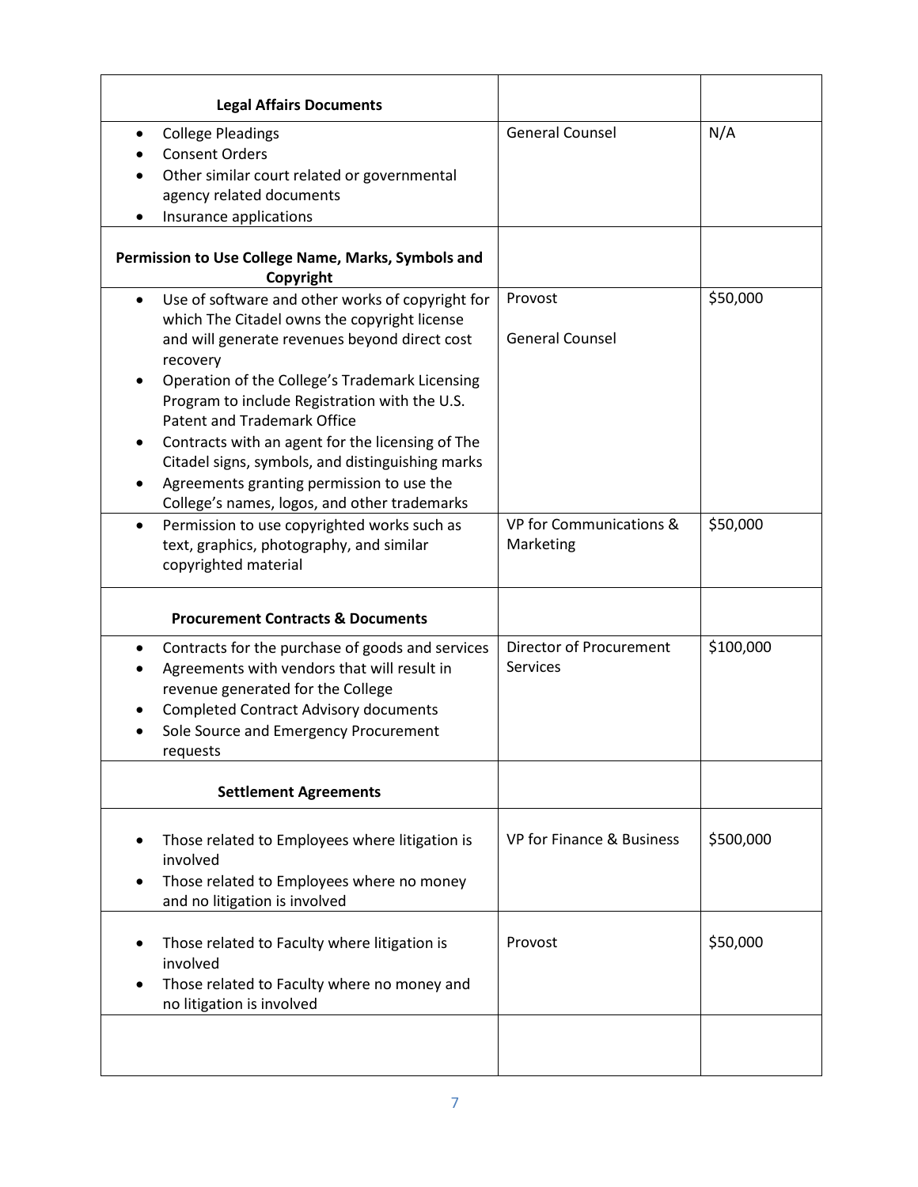| **Legal Affairs Documents** | | |
|---|---|---|
| • College Pleadings<br>• Consent Orders<br>• Other similar court related or governmental agency related documents<br>• Insurance applications | General Counsel | N/A |
| **Permission to Use College Name, Marks, Symbols and Copyright** | | |
| • Use of software and other works of copyright for which The Citadel owns the copyright license and will generate revenues beyond direct cost recovery<br>• Operation of the College's Trademark Licensing Program to include Registration with the U.S. Patent and Trademark Office<br>• Contracts with an agent for the licensing of The Citadel signs, symbols, and distinguishing marks<br>• Agreements granting permission to use the College's names, logos, and other trademarks | Provost<br><br>General Counsel | $50,000 |
| • Permission to use copyrighted works such as text, graphics, photography, and similar copyrighted material | VP for Communications & Marketing | $50,000 |
| **Procurement Contracts & Documents** | | |
| • Contracts for the purchase of goods and services<br>• Agreements with vendors that will result in revenue generated for the College<br>• Completed Contract Advisory documents<br>• Sole Source and Emergency Procurement requests | Director of Procurement Services | $100,000 |
| **Settlement Agreements** | | |
| • Those related to Employees where litigation is involved<br>• Those related to Employees where no money and no litigation is involved | VP for Finance & Business | $500,000 |
| • Those related to Faculty where litigation is involved<br>• Those related to Faculty where no money and no litigation is involved | Provost | $50,000 |
| | | |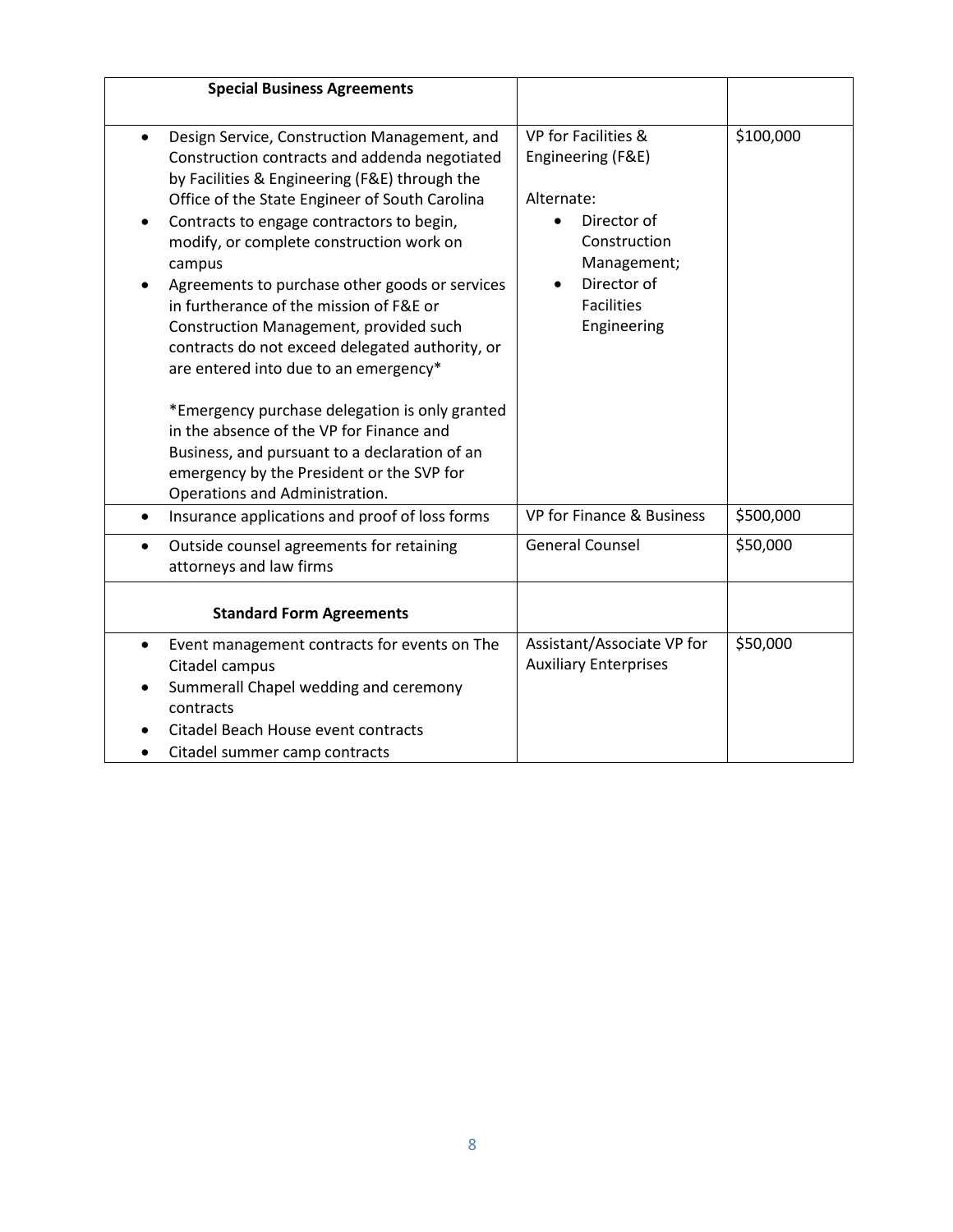| Special Business Agreements | | |
|---|---|---|
| • Design Service, Construction Management, and Construction contracts and addenda negotiated by Facilities & Engineering (F&E) through the Office of the State Engineer of South Carolina<br>• Contracts to engage contractors to begin, modify, or complete construction work on campus<br>• Agreements to purchase other goods or services in furtherance of the mission of F&E or Construction Management, provided such contracts do not exceed delegated authority, or are entered into due to an emergency*<br><br>*Emergency purchase delegation is only granted in the absence of the VP for Finance and Business, and pursuant to a declaration of an emergency by the President or the SVP for Operations and Administration. | VP for Facilities & Engineering (F&E)<br><br>Alternate:<br>• Director of Construction Management;<br>• Director of Facilities Engineering | $100,000 |
| • Insurance applications and proof of loss forms | VP for Finance & Business | $500,000 |
| • Outside counsel agreements for retaining attorneys and law firms | General Counsel | $50,000 |
| **Standard Form Agreements** | | |
| • Event management contracts for events on The Citadel campus<br>• Summerall Chapel wedding and ceremony contracts<br>• Citadel Beach House event contracts<br>• Citadel summer camp contracts | Assistant/Associate VP for Auxiliary Enterprises | $50,000 |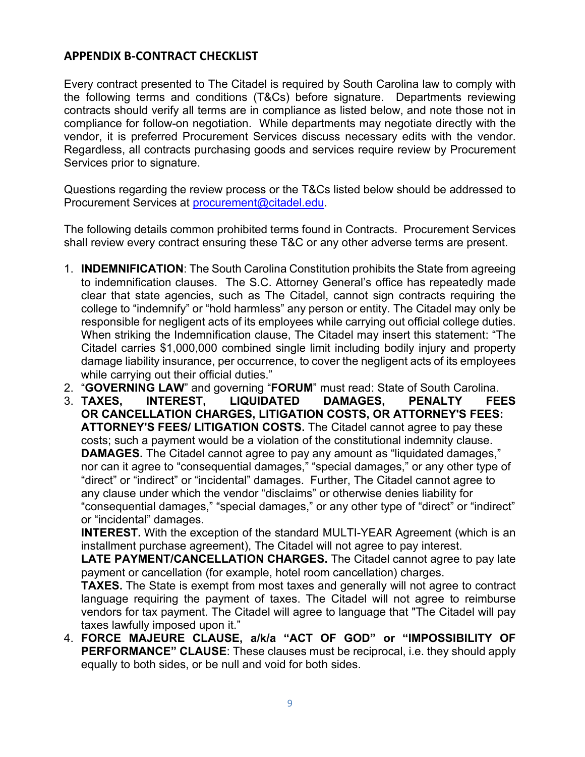## APPENDIX B-CONTRACT CHECKLIST

Every contract presented to The Citadel is required by South Carolina law to comply with the following terms and conditions (T&Cs) before signature. Departments reviewing contracts should verify all terms are in compliance as listed below, and note those not in compliance for follow-on negotiation. While departments may negotiate directly with the vendor, it is preferred Procurement Services discuss necessary edits with the vendor. Regardless, all contracts purchasing goods and services require review by Procurement Services prior to signature.

Questions regarding the review process or the T&Cs listed below should be addressed to Procurement Services at procurement@citadel.edu.

The following details common prohibited terms found in Contracts. Procurement Services shall review every contract ensuring these T&C or any other adverse terms are present.

1. **INDEMNIFICATION**: The South Carolina Constitution prohibits the State from agreeing to indemnification clauses. The S.C. Attorney General's office has repeatedly made clear that state agencies, such as The Citadel, cannot sign contracts requiring the college to "indemnify" or "hold harmless" any person or entity. The Citadel may only be responsible for negligent acts of its employees while carrying out official college duties. When striking the Indemnification clause, The Citadel may insert this statement: "The Citadel carries $1,000,000 combined single limit including bodily injury and property damage liability insurance, per occurrence, to cover the negligent acts of its employees while carrying out their official duties."
2. "**GOVERNING LAW**" and governing "**FORUM**" must read: State of South Carolina.
3. **TAXES, INTEREST, LIQUIDATED DAMAGES, PENALTY FEES OR CANCELLATION CHARGES, LITIGATION COSTS, OR ATTORNEY'S FEES: ATTORNEY'S FEES/ LITIGATION COSTS.** The Citadel cannot agree to pay these costs; such a payment would be a violation of the constitutional indemnity clause.
   **DAMAGES.** The Citadel cannot agree to pay any amount as "liquidated damages," nor can it agree to "consequential damages," "special damages," or any other type of "direct" or "indirect" or "incidental" damages. Further, The Citadel cannot agree to any clause under which the vendor "disclaims" or otherwise denies liability for "consequential damages," "special damages," or any other type of "direct" or "indirect" or "incidental" damages.
   **INTEREST.** With the exception of the standard MULTI-YEAR Agreement (which is an installment purchase agreement), The Citadel will not agree to pay interest.
   **LATE PAYMENT/CANCELLATION CHARGES.** The Citadel cannot agree to pay late payment or cancellation (for example, hotel room cancellation) charges.
   **TAXES.** The State is exempt from most taxes and generally will not agree to contract language requiring the payment of taxes. The Citadel will not agree to reimburse vendors for tax payment. The Citadel will agree to language that "The Citadel will pay taxes lawfully imposed upon it."
4. **FORCE MAJEURE CLAUSE, a/k/a "ACT OF GOD" or "IMPOSSIBILITY OF PERFORMANCE" CLAUSE**: These clauses must be reciprocal, i.e. they should apply equally to both sides, or be null and void for both sides.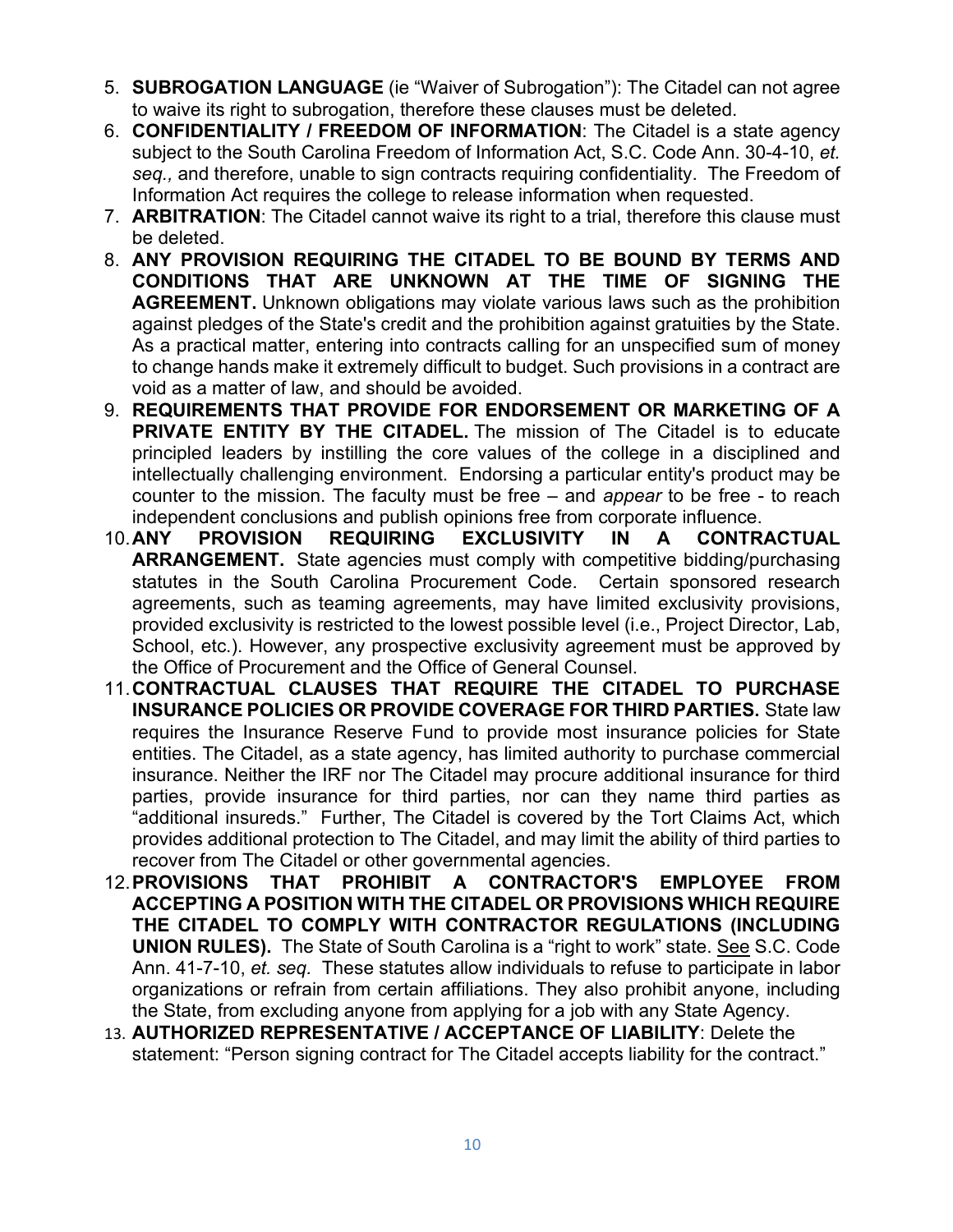5. **SUBROGATION LANGUAGE** (ie "Waiver of Subrogation"): The Citadel can not agree to waive its right to subrogation, therefore these clauses must be deleted.
6. **CONFIDENTIALITY / FREEDOM OF INFORMATION**: The Citadel is a state agency subject to the South Carolina Freedom of Information Act, S.C. Code Ann. 30-4-10, *et. seq.,* and therefore, unable to sign contracts requiring confidentiality. The Freedom of Information Act requires the college to release information when requested.
7. **ARBITRATION**: The Citadel cannot waive its right to a trial, therefore this clause must be deleted.
8. **ANY PROVISION REQUIRING THE CITADEL TO BE BOUND BY TERMS AND CONDITIONS THAT ARE UNKNOWN AT THE TIME OF SIGNING THE AGREEMENT.** Unknown obligations may violate various laws such as the prohibition against pledges of the State's credit and the prohibition against gratuities by the State. As a practical matter, entering into contracts calling for an unspecified sum of money to change hands make it extremely difficult to budget. Such provisions in a contract are void as a matter of law, and should be avoided.
9. **REQUIREMENTS THAT PROVIDE FOR ENDORSEMENT OR MARKETING OF A PRIVATE ENTITY BY THE CITADEL.** The mission of The Citadel is to educate principled leaders by instilling the core values of the college in a disciplined and intellectually challenging environment. Endorsing a particular entity's product may be counter to the mission. The faculty must be free – and *appear* to be free - to reach independent conclusions and publish opinions free from corporate influence.
10. **ANY PROVISION REQUIRING EXCLUSIVITY IN A CONTRACTUAL ARRANGEMENT.** State agencies must comply with competitive bidding/purchasing statutes in the South Carolina Procurement Code. Certain sponsored research agreements, such as teaming agreements, may have limited exclusivity provisions, provided exclusivity is restricted to the lowest possible level (i.e., Project Director, Lab, School, etc.). However, any prospective exclusivity agreement must be approved by the Office of Procurement and the Office of General Counsel.
11. **CONTRACTUAL CLAUSES THAT REQUIRE THE CITADEL TO PURCHASE INSURANCE POLICIES OR PROVIDE COVERAGE FOR THIRD PARTIES.** State law requires the Insurance Reserve Fund to provide most insurance policies for State entities. The Citadel, as a state agency, has limited authority to purchase commercial insurance. Neither the IRF nor The Citadel may procure additional insurance for third parties, provide insurance for third parties, nor can they name third parties as "additional insureds." Further, The Citadel is covered by the Tort Claims Act, which provides additional protection to The Citadel, and may limit the ability of third parties to recover from The Citadel or other governmental agencies.
12. **PROVISIONS THAT PROHIBIT A CONTRACTOR'S EMPLOYEE FROM ACCEPTING A POSITION WITH THE CITADEL OR PROVISIONS WHICH REQUIRE THE CITADEL TO COMPLY WITH CONTRACTOR REGULATIONS (INCLUDING UNION RULES).** The State of South Carolina is a "right to work" state. See S.C. Code Ann. 41-7-10, *et. seq.* These statutes allow individuals to refuse to participate in labor organizations or refrain from certain affiliations. They also prohibit anyone, including the State, from excluding anyone from applying for a job with any State Agency.
13. **AUTHORIZED REPRESENTATIVE / ACCEPTANCE OF LIABILITY**: Delete the statement: "Person signing contract for The Citadel accepts liability for the contract."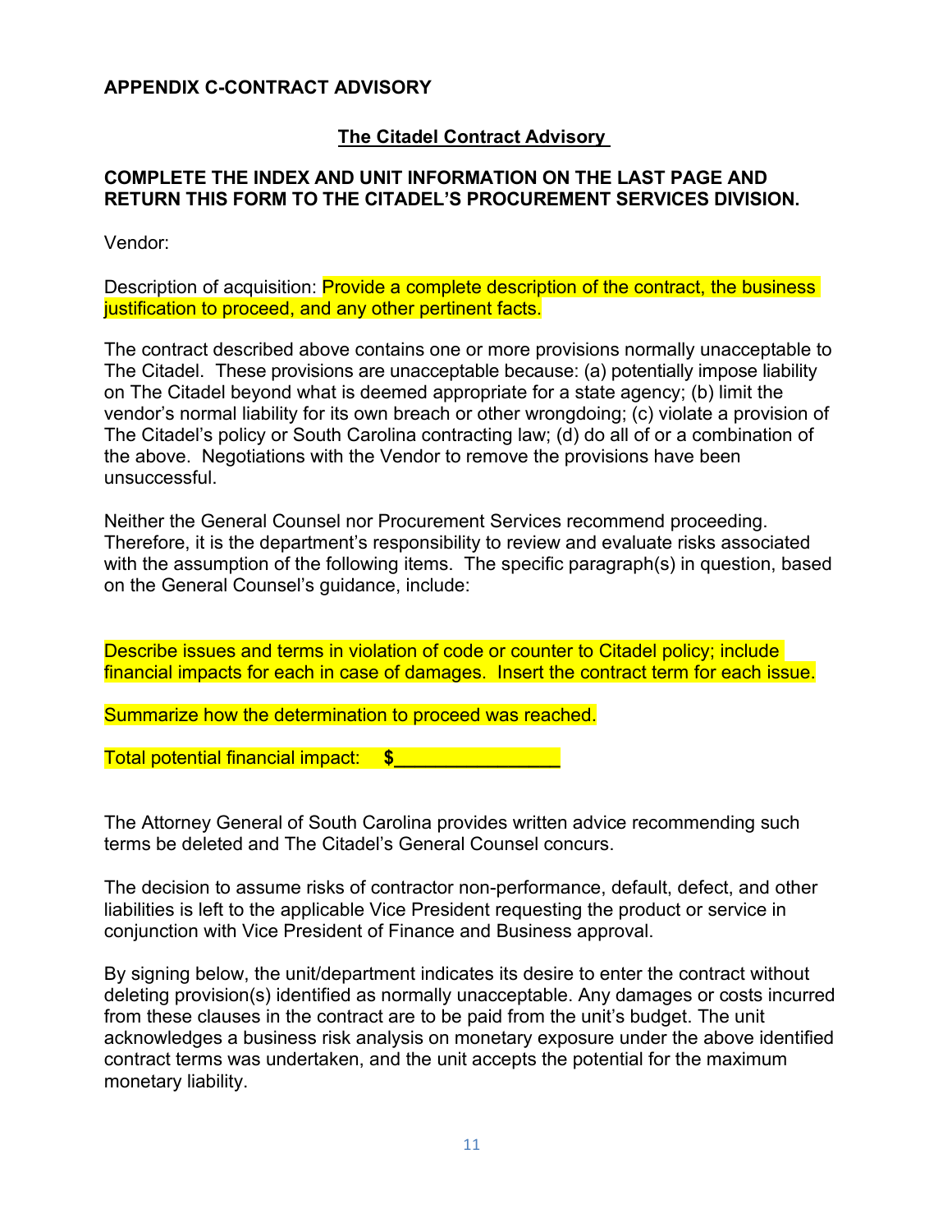**APPENDIX C-CONTRACT ADVISORY**

**The Citadel Contract Advisory**

**COMPLETE THE INDEX AND UNIT INFORMATION ON THE LAST PAGE AND RETURN THIS FORM TO THE CITADEL'S PROCUREMENT SERVICES DIVISION.**

Vendor:

Description of acquisition: Provide a complete description of the contract, the business justification to proceed, and any other pertinent facts.

The contract described above contains one or more provisions normally unacceptable to The Citadel. These provisions are unacceptable because: (a) potentially impose liability on The Citadel beyond what is deemed appropriate for a state agency; (b) limit the vendor's normal liability for its own breach or other wrongdoing; (c) violate a provision of The Citadel's policy or South Carolina contracting law; (d) do all of or a combination of the above. Negotiations with the Vendor to remove the provisions have been unsuccessful.

Neither the General Counsel nor Procurement Services recommend proceeding. Therefore, it is the department's responsibility to review and evaluate risks associated with the assumption of the following items. The specific paragraph(s) in question, based on the General Counsel's guidance, include:

Describe issues and terms in violation of code or counter to Citadel policy; include financial impacts for each in case of damages. Insert the contract term for each issue.

Summarize how the determination to proceed was reached.

Total potential financial impact: **$________________**

The Attorney General of South Carolina provides written advice recommending such terms be deleted and The Citadel's General Counsel concurs.

The decision to assume risks of contractor non-performance, default, defect, and other liabilities is left to the applicable Vice President requesting the product or service in conjunction with Vice President of Finance and Business approval.

By signing below, the unit/department indicates its desire to enter the contract without deleting provision(s) identified as normally unacceptable. Any damages or costs incurred from these clauses in the contract are to be paid from the unit's budget. The unit acknowledges a business risk analysis on monetary exposure under the above identified contract terms was undertaken, and the unit accepts the potential for the maximum monetary liability.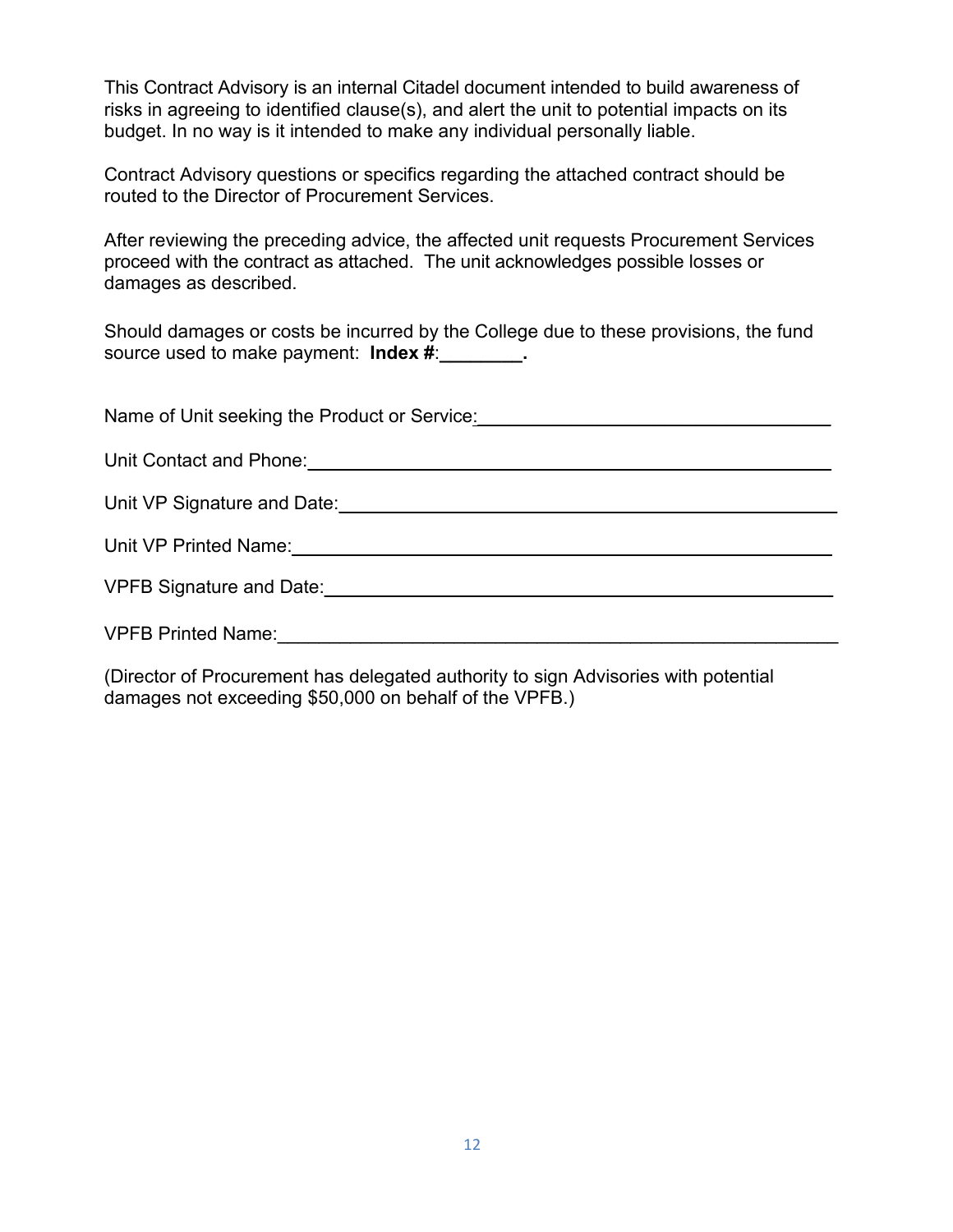This Contract Advisory is an internal Citadel document intended to build awareness of risks in agreeing to identified clause(s), and alert the unit to potential impacts on its budget. In no way is it intended to make any individual personally liable.

Contract Advisory questions or specifics regarding the attached contract should be routed to the Director of Procurement Services.

After reviewing the preceding advice, the affected unit requests Procurement Services proceed with the contract as attached. The unit acknowledges possible losses or damages as described.

Should damages or costs be incurred by the College due to these provisions, the fund source used to make payment: **Index #**:________.

Name of Unit seeking the Product or Service:___________________________________

Unit Contact and Phone:___________________________________________________

Unit VP Signature and Date:_______________________________________________

Unit VP Printed Name:____________________________________________________

VPFB Signature and Date:_________________________________________________

VPFB Printed Name:______________________________________________________

(Director of Procurement has delegated authority to sign Advisories with potential damages not exceeding $50,000 on behalf of the VPFB.)